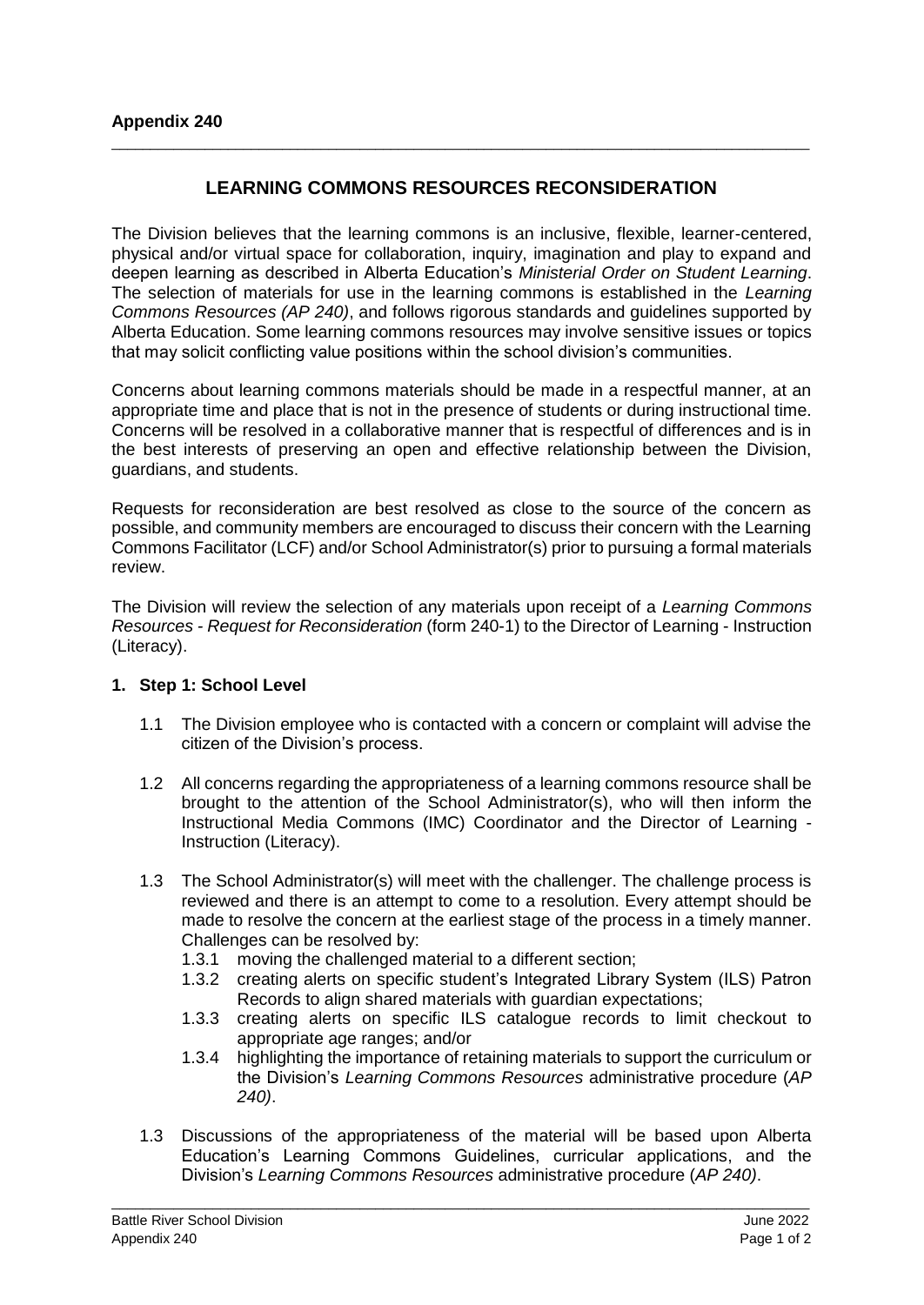**Appendix 240**

# LEARNING COMMONS RESOURCES RECONSIDERATION

The Division believes that the learning commons is an inclusive, flexible, learner-centered, physical and/or virtual space for collaboration, inquiry, imagination and play to expand and deepen learning as described in Alberta Education's *Ministerial Order on Student Learning*. The selection of materials for use in the learning commons is established in the *Learning Commons Resources (AP 240)*, and follows rigorous standards and guidelines supported by Alberta Education. Some learning commons resources may involve sensitive issues or topics that may solicit conflicting value positions within the school division's communities.

Concerns about learning commons materials should be made in a respectful manner, at an appropriate time and place that is not in the presence of students or during instructional time. Concerns will be resolved in a collaborative manner that is respectful of differences and is in the best interests of preserving an open and effective relationship between the Division, guardians, and students.

Requests for reconsideration are best resolved as close to the source of the concern as possible, and community members are encouraged to discuss their concern with the Learning Commons Facilitator (LCF) and/or School Administrator(s) prior to pursuing a formal materials review.

The Division will review the selection of any materials upon receipt of a *Learning Commons Resources - Request for Reconsideration* (form 240-1) to the Director of Learning - Instruction (Literacy).

## 1. Step 1: School Level

1.1 The Division employee who is contacted with a concern or complaint will advise the citizen of the Division's process.

1.2 All concerns regarding the appropriateness of a learning commons resource shall be brought to the attention of the School Administrator(s), who will then inform the Instructional Media Commons (IMC) Coordinator and the Director of Learning - Instruction (Literacy).

1.3 The School Administrator(s) will meet with the challenger. The challenge process is reviewed and there is an attempt to come to a resolution. Every attempt should be made to resolve the concern at the earliest stage of the process in a timely manner. Challenges can be resolved by:

- 1.3.1 moving the challenged material to a different section;
- 1.3.2 creating alerts on specific student's Integrated Library System (ILS) Patron Records to align shared materials with guardian expectations;
- 1.3.3 creating alerts on specific ILS catalogue records to limit checkout to appropriate age ranges; and/or
- 1.3.4 highlighting the importance of retaining materials to support the curriculum or the Division's *Learning Commons Resources* administrative procedure (*AP 240)*.

1.3 Discussions of the appropriateness of the material will be based upon Alberta Education's Learning Commons Guidelines, curricular applications, and the Division's *Learning Commons Resources* administrative procedure (*AP 240)*.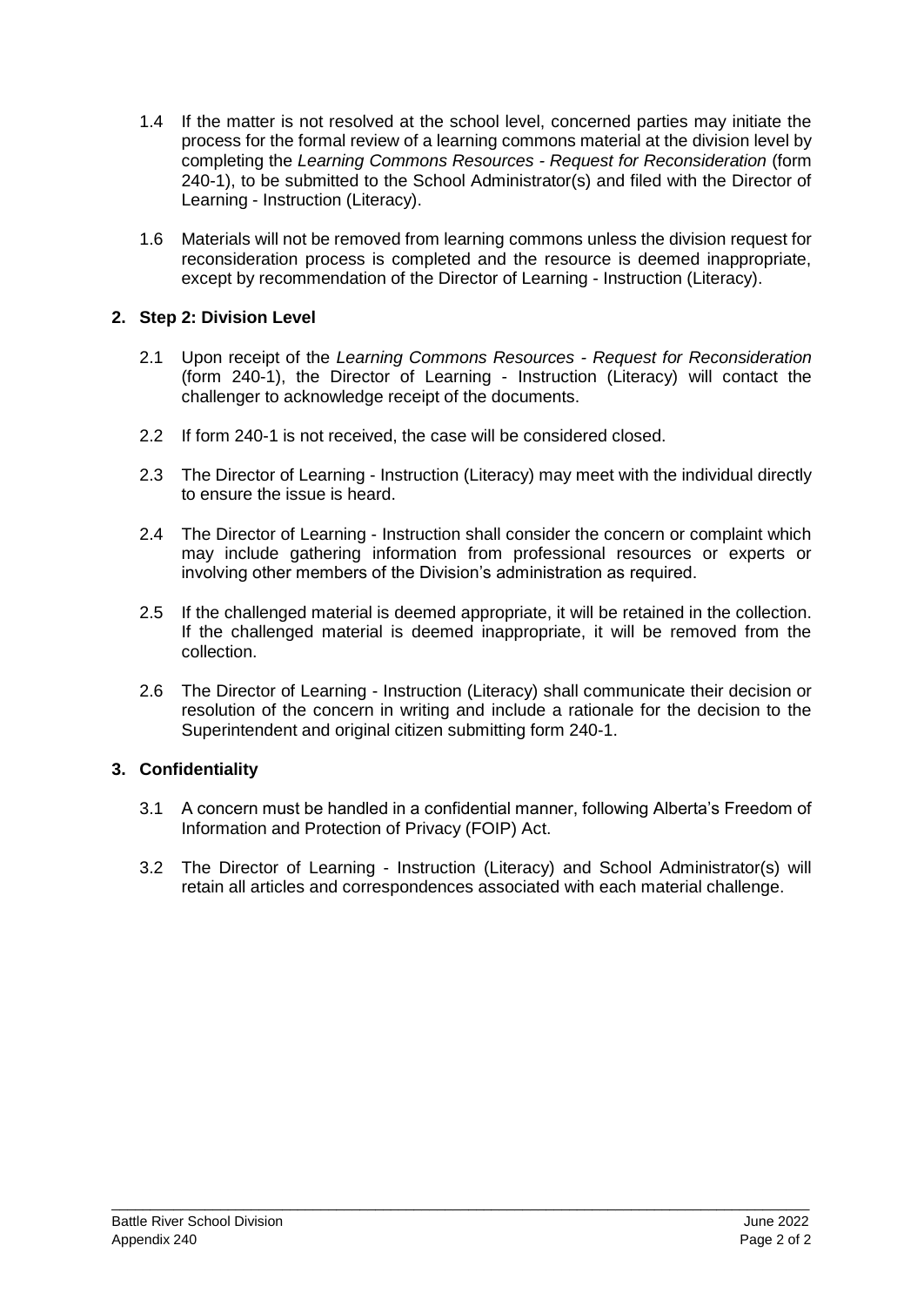1.4 If the matter is not resolved at the school level, concerned parties may initiate the process for the formal review of a learning commons material at the division level by completing the *Learning Commons Resources - Request for Reconsideration* (form 240-1), to be submitted to the School Administrator(s) and filed with the Director of Learning - Instruction (Literacy).

1.6 Materials will not be removed from learning commons unless the division request for reconsideration process is completed and the resource is deemed inappropriate, except by recommendation of the Director of Learning - Instruction (Literacy).

## 2. Step 2: Division Level

2.1 Upon receipt of the *Learning Commons Resources - Request for Reconsideration* (form 240-1), the Director of Learning - Instruction (Literacy) will contact the challenger to acknowledge receipt of the documents.

2.2 If form 240-1 is not received, the case will be considered closed.

2.3 The Director of Learning - Instruction (Literacy) may meet with the individual directly to ensure the issue is heard.

2.4 The Director of Learning - Instruction shall consider the concern or complaint which may include gathering information from professional resources or experts or involving other members of the Division's administration as required.

2.5 If the challenged material is deemed appropriate, it will be retained in the collection. If the challenged material is deemed inappropriate, it will be removed from the collection.

2.6 The Director of Learning - Instruction (Literacy) shall communicate their decision or resolution of the concern in writing and include a rationale for the decision to the Superintendent and original citizen submitting form 240-1.

## 3. Confidentiality

3.1 A concern must be handled in a confidential manner, following Alberta's Freedom of Information and Protection of Privacy (FOIP) Act.

3.2 The Director of Learning - Instruction (Literacy) and School Administrator(s) will retain all articles and correspondences associated with each material challenge.